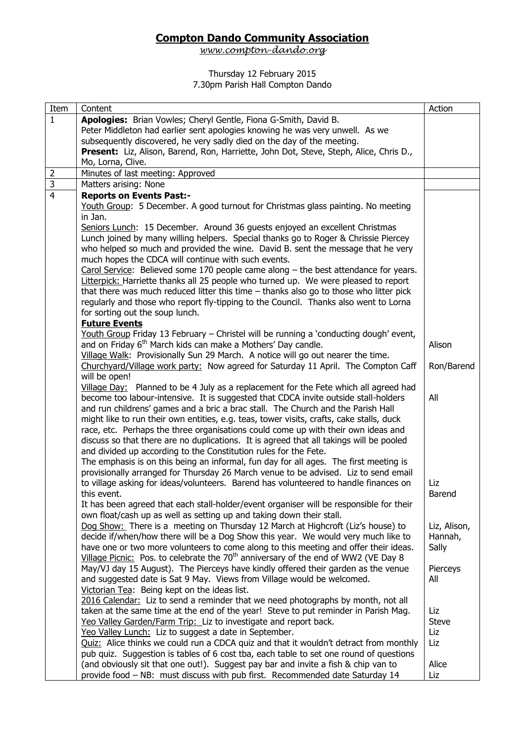# Compton Dando Community Association

*www.compton-dando.org*

Thursday 12 February 2015
7.30pm Parish Hall Compton Dando

| Item | Content | Action |
|---|---|---|
| 1 | **Apologies:** Brian Vowles; Cheryl Gentle, Fiona G-Smith, David B.<br>Peter Middleton had earlier sent apologies knowing he was very unwell. As we subsequently discovered, he very sadly died on the day of the meeting.<br>**Present:** Liz, Alison, Barend, Ron, Harriette, John Dot, Steve, Steph, Alice, Chris D., Mo, Lorna, Clive. | |
| 2 | Minutes of last meeting: Approved | |
| 3 | Matters arising: None | |
| 4 | **Reports on Events Past:-**<br>Youth Group: 5 December. A good turnout for Christmas glass painting. No meeting in Jan.<br>Seniors Lunch: 15 December. Around 36 guests enjoyed an excellent Christmas Lunch joined by many willing helpers. Special thanks go to Roger & Chrissie Piercey who helped so much and provided the wine. David B. sent the message that he very much hopes the CDCA will continue with such events.<br>Carol Service: Believed some 170 people came along – the best attendance for years.<br>Litterpick: Harriette thanks all 25 people who turned up. We were pleased to report that there was much reduced litter this time – thanks also go to those who litter pick regularly and those who report fly-tipping to the Council. Thanks also went to Lorna for sorting out the soup lunch. | |
| | **Future Events**<br>Youth Group Friday 13 February – Christel will be running a 'conducting dough' event, and on Friday 6th March kids can make a Mothers' Day candle. | Alison |
| | Village Walk: Provisionally Sun 29 March. A notice will go out nearer the time.<br>Churchyard/Village work party: Now agreed for Saturday 11 April. The Compton Caff will be open! | Ron/Barend |
| | Village Day: Planned to be 4 July as a replacement for the Fete which all agreed had become too labour-intensive. It is suggested that CDCA invite outside stall-holders and run childrens' games and a bric a brac stall. The Church and the Parish Hall might like to run their own entities, e.g. teas, tower visits, crafts, cake stalls, duck race, etc. Perhaps the three organisations could come up with their own ideas and discuss so that there are no duplications. It is agreed that all takings will be pooled and divided up according to the Constitution rules for the Fete. | All |
| | The emphasis is on this being an informal, fun day for all ages. The first meeting is provisionally arranged for Thursday 26 March venue to be advised. Liz to send email to village asking for ideas/volunteers. Barend has volunteered to handle finances on this event.<br>It has been agreed that each stall-holder/event organiser will be responsible for their own float/cash up as well as setting up and taking down their stall. | Liz<br>Barend |
| | Dog Show: There is a meeting on Thursday 12 March at Highcroft (Liz's house) to decide if/when/how there will be a Dog Show this year. We would very much like to have one or two more volunteers to come along to this meeting and offer their ideas. | Liz, Alison, Hannah, Sally |
| | Village Picnic: Pos. to celebrate the 70th anniversary of the end of WW2 (VE Day 8 May/VJ day 15 August). The Pierceys have kindly offered their garden as the venue and suggested date is Sat 9 May. Views from Village would be welcomed. | Pierceys<br>All |
| | Victorian Tea: Being kept on the ideas list.<br>2016 Calendar: Liz to send a reminder that we need photographs by month, not all taken at the same time at the end of the year! Steve to put reminder in Parish Mag. | Liz |
| | Yeo Valley Garden/Farm Trip: Liz to investigate and report back. | Steve |
| | Yeo Valley Lunch: Liz to suggest a date in September. | Liz |
| | Quiz: Alice thinks we could run a CDCA quiz and that it wouldn't detract from monthly pub quiz. Suggestion is tables of 6 cost tba, each table to set one round of questions (and obviously sit that one out!). Suggest pay bar and invite a fish & chip van to provide food – NB: must discuss with pub first. Recommended date Saturday 14 | Liz<br><br>Alice<br>Liz |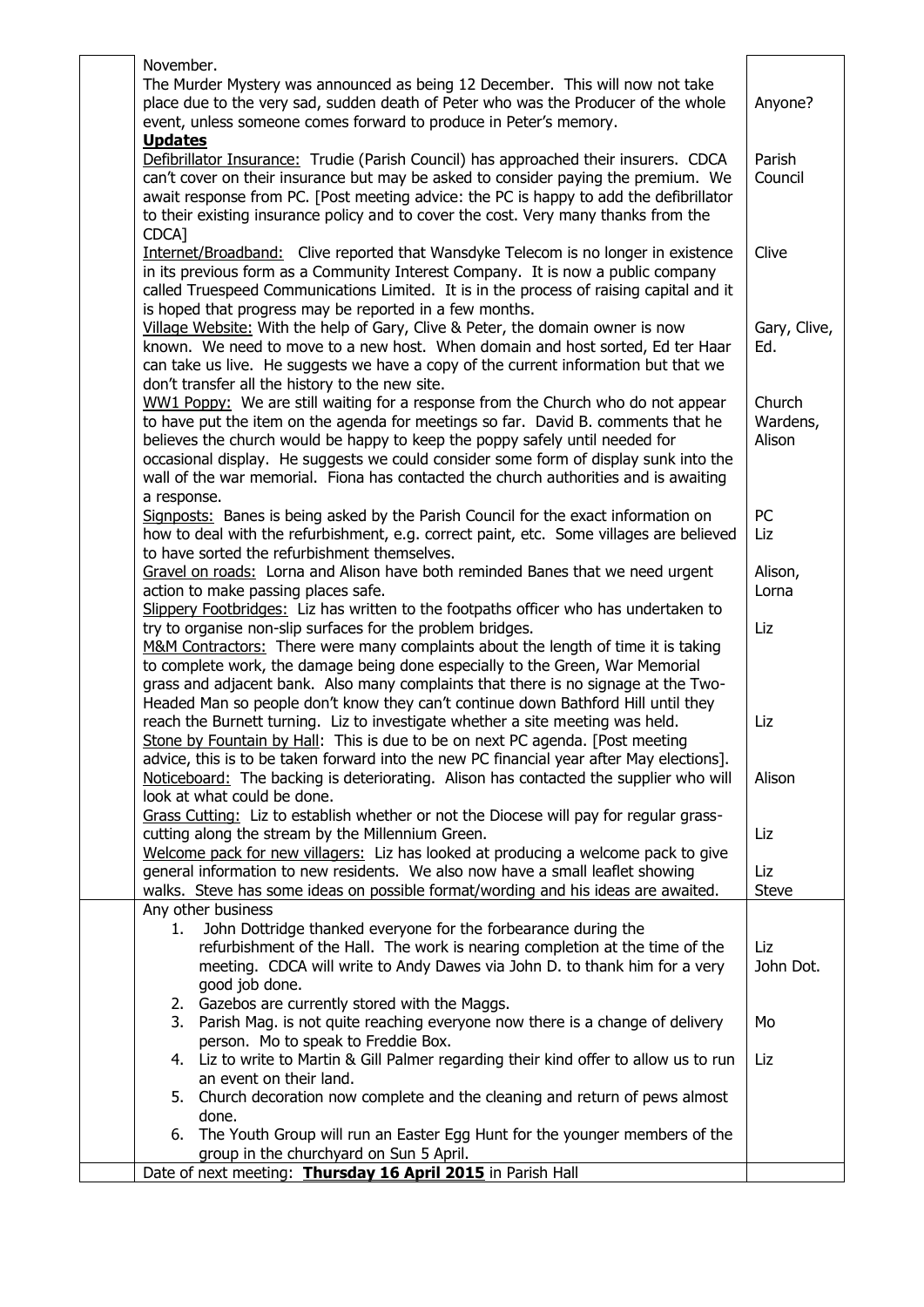| | | |
|---|---|---|
| | November.<br>The Murder Mystery was announced as being 12 December. This will now not take place due to the very sad, sudden death of Peter who was the Producer of the whole event, unless someone comes forward to produce in Peter's memory. | Anyone? |
| | **Updates**<br>Defibrillator Insurance: Trudie (Parish Council) has approached their insurers. CDCA can't cover on their insurance but may be asked to consider paying the premium. We await response from PC. [Post meeting advice: the PC is happy to add the defibrillator to their existing insurance policy and to cover the cost. Very many thanks from the CDCA] | Parish Council |
| | Internet/Broadband: Clive reported that Wansdyke Telecom is no longer in existence in its previous form as a Community Interest Company. It is now a public company called Truespeed Communications Limited. It is in the process of raising capital and it is hoped that progress may be reported in a few months. | Clive |
| | Village Website: With the help of Gary, Clive & Peter, the domain owner is now known. We need to move to a new host. When domain and host sorted, Ed ter Haar can take us live. He suggests we have a copy of the current information but that we don't transfer all the history to the new site. | Gary, Clive, Ed. |
| | WW1 Poppy: We are still waiting for a response from the Church who do not appear to have put the item on the agenda for meetings so far. David B. comments that he believes the church would be happy to keep the poppy safely until needed for occasional display. He suggests we could consider some form of display sunk into the wall of the war memorial. Fiona has contacted the church authorities and is awaiting a response. | Church Wardens, Alison |
| | Signposts: Banes is being asked by the Parish Council for the exact information on how to deal with the refurbishment, e.g. correct paint, etc. Some villages are believed to have sorted the refurbishment themselves. | PC<br>Liz |
| | Gravel on roads: Lorna and Alison have both reminded Banes that we need urgent action to make passing places safe. | Alison, Lorna |
| | Slippery Footbridges: Liz has written to the footpaths officer who has undertaken to try to organise non-slip surfaces for the problem bridges. | Liz |
| | M&M Contractors: There were many complaints about the length of time it is taking to complete work, the damage being done especially to the Green, War Memorial grass and adjacent bank. Also many complaints that there is no signage at the Two-Headed Man so people don't know they can't continue down Bathford Hill until they reach the Burnett turning. Liz to investigate whether a site meeting was held. | Liz |
| | Stone by Fountain by Hall: This is due to be on next PC agenda. [Post meeting advice, this is to be taken forward into the new PC financial year after May elections]. | |
| | Noticeboard: The backing is deteriorating. Alison has contacted the supplier who will look at what could be done. | Alison |
| | Grass Cutting: Liz to establish whether or not the Diocese will pay for regular grass-cutting along the stream by the Millennium Green. | Liz |
| | Welcome pack for new villagers: Liz has looked at producing a welcome pack to give general information to new residents. We also now have a small leaflet showing walks. Steve has some ideas on possible format/wording and his ideas are awaited. | Liz<br>Steve |
| | Any other business<br>1. John Dottridge thanked everyone for the forbearance during the refurbishment of the Hall. The work is nearing completion at the time of the meeting. CDCA will write to Andy Dawes via John D. to thank him for a very good job done.<br>2. Gazebos are currently stored with the Maggs.<br>3. Parish Mag. is not quite reaching everyone now there is a change of delivery person. Mo to speak to Freddie Box.<br>4. Liz to write to Martin & Gill Palmer regarding their kind offer to allow us to run an event on their land.<br>5. Church decoration now complete and the cleaning and return of pews almost done.<br>6. The Youth Group will run an Easter Egg Hunt for the younger members of the group in the churchyard on Sun 5 April. | Liz<br>John Dot.<br><br>Mo<br><br>Liz |
| | Date of next meeting: **Thursday 16 April 2015** in Parish Hall | |